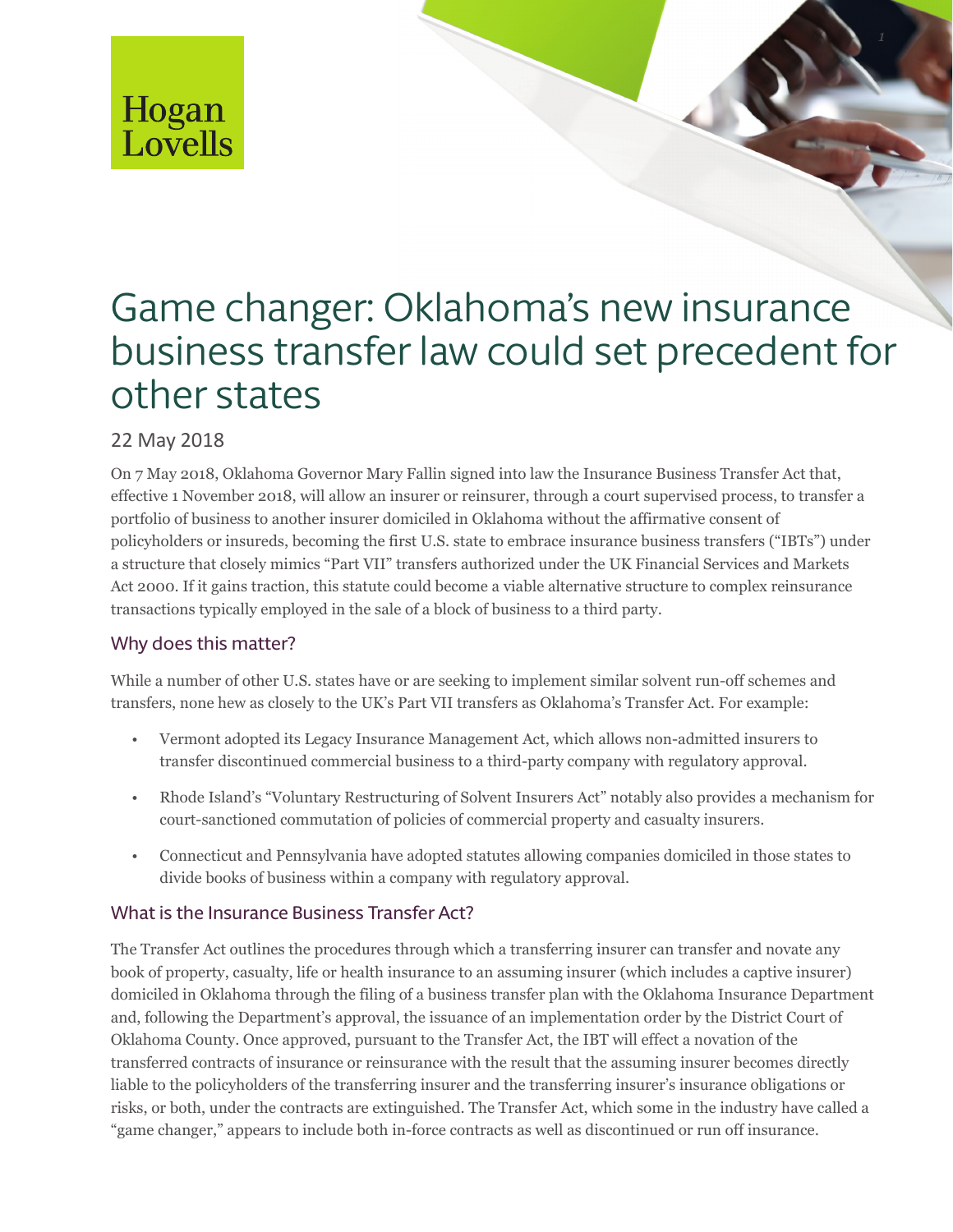Hogan Lovells

# Game changer: Oklahoma's new insurance business transfer law could set precedent for other states

22 May 2018

On 7 May 2018, Oklahoma Governor Mary Fallin signed into law the Insurance Business Transfer Act that, effective 1 November 2018, will allow an insurer or reinsurer, through a court supervised process, to transfer a portfolio of business to another insurer domiciled in Oklahoma without the affirmative consent of policyholders or insureds, becoming the first U.S. state to embrace insurance business transfers ("IBTs") under a structure that closely mimics "Part VII" transfers authorized under the UK Financial Services and Markets Act 2000. If it gains traction, this statute could become a viable alternative structure to complex reinsurance transactions typically employed in the sale of a block of business to a third party.

## Why does this matter?

While a number of other U.S. states have or are seeking to implement similar solvent run-off schemes and transfers, none hew as closely to the UK's Part VII transfers as Oklahoma's Transfer Act. For example:

- Vermont adopted its Legacy Insurance Management Act, which allows non-admitted insurers to transfer discontinued commercial business to a third-party company with regulatory approval.
- Rhode Island's "Voluntary Restructuring of Solvent Insurers Act" notably also provides a mechanism for court-sanctioned commutation of policies of commercial property and casualty insurers.
- Connecticut and Pennsylvania have adopted statutes allowing companies domiciled in those states to divide books of business within a company with regulatory approval.

## What is the Insurance Business Transfer Act?

The Transfer Act outlines the procedures through which a transferring insurer can transfer and novate any book of property, casualty, life or health insurance to an assuming insurer (which includes a captive insurer) domiciled in Oklahoma through the filing of a business transfer plan with the Oklahoma Insurance Department and, following the Department's approval, the issuance of an implementation order by the District Court of Oklahoma County. Once approved, pursuant to the Transfer Act, the IBT will effect a novation of the transferred contracts of insurance or reinsurance with the result that the assuming insurer becomes directly liable to the policyholders of the transferring insurer and the transferring insurer's insurance obligations or risks, or both, under the contracts are extinguished. The Transfer Act, which some in the industry have called a "game changer," appears to include both in-force contracts as well as discontinued or run off insurance.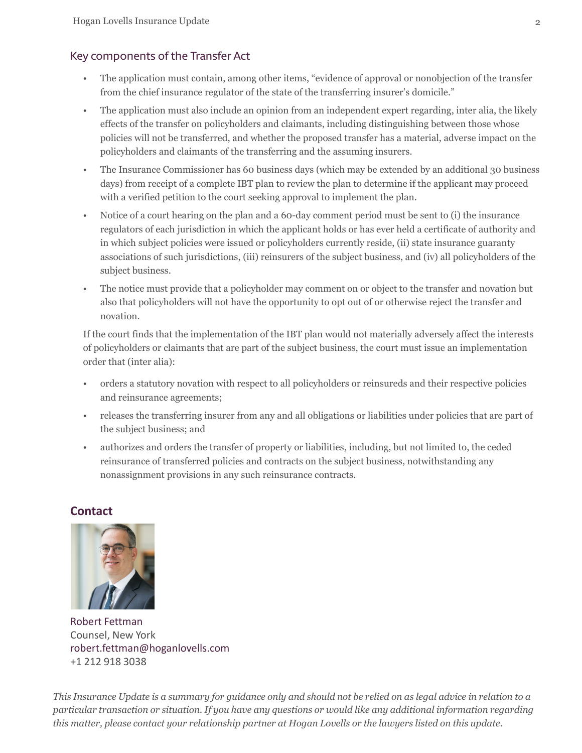## Key components of the Transfer Act

- The application must contain, among other items, "evidence of approval or nonobjection of the transfer from the chief insurance regulator of the state of the transferring insurer's domicile."
- The application must also include an opinion from an independent expert regarding, inter alia, the likely effects of the transfer on policyholders and claimants, including distinguishing between those whose policies will not be transferred, and whether the proposed transfer has a material, adverse impact on the policyholders and claimants of the transferring and the assuming insurers.
- The Insurance Commissioner has 60 business days (which may be extended by an additional 30 business days) from receipt of a complete IBT plan to review the plan to determine if the applicant may proceed with a verified petition to the court seeking approval to implement the plan.
- Notice of a court hearing on the plan and a 60-day comment period must be sent to (i) the insurance regulators of each jurisdiction in which the applicant holds or has ever held a certificate of authority and in which subject policies were issued or policyholders currently reside, (ii) state insurance guaranty associations of such jurisdictions, (iii) reinsurers of the subject business, and (iv) all policyholders of the subject business.
- The notice must provide that a policyholder may comment on or object to the transfer and novation but also that policyholders will not have the opportunity to opt out of or otherwise reject the transfer and novation.

If the court finds that the implementation of the IBT plan would not materially adversely affect the interests of policyholders or claimants that are part of the subject business, the court must issue an implementation order that (inter alia):

- orders a statutory novation with respect to all policyholders or reinsureds and their respective policies and reinsurance agreements;
- releases the transferring insurer from any and all obligations or liabilities under policies that are part of the subject business; and
- authorizes and orders the transfer of property or liabilities, including, but not limited to, the ceded reinsurance of transferred policies and contracts on the subject business, notwithstanding any nonassignment provisions in any such reinsurance contracts.

## Contact

Robert Fettman
Counsel, New York
robert.fettman@hoganlovells.com
+1 212 918 3038

*This Insurance Update is a summary for guidance only and should not be relied on as legal advice in relation to a particular transaction or situation. If you have any questions or would like any additional information regarding this matter, please contact your relationship partner at Hogan Lovells or the lawyers listed on this update.*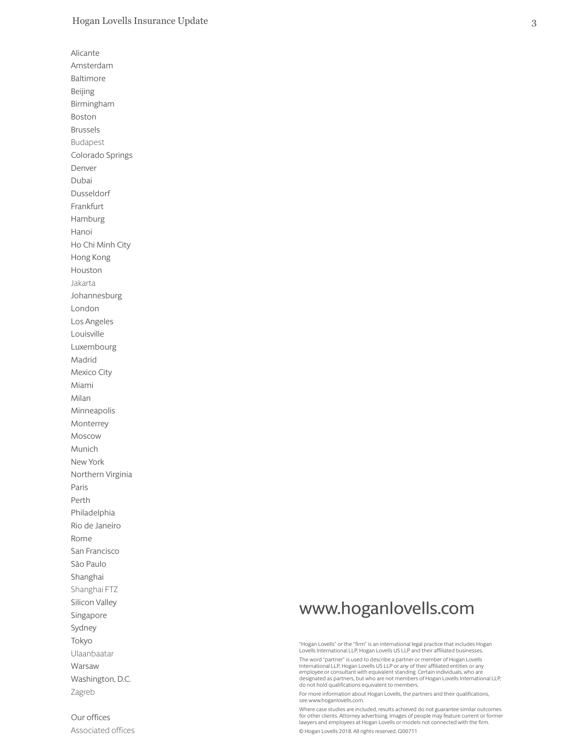Alicante
Amsterdam
Baltimore
Beijing
Birmingham
Boston
Brussels
Budapest
Colorado Springs
Denver
Dubai
Dusseldorf
Frankfurt
Hamburg
Hanoi
Ho Chi Minh City
Hong Kong
Houston
Jakarta
Johannesburg
London
Los Angeles
Louisville
Luxembourg
Madrid
Mexico City
Miami
Milan
Minneapolis
Monterrey
Moscow
Munich
New York
Northern Virginia
Paris
Perth
Philadelphia
Rio de Janeiro
Rome
San Francisco
São Paulo
Shanghai
Shanghai FTZ
Silicon Valley
Singapore
Sydney
Tokyo
Ulaanbaatar
Warsaw
Washington, D.C.
Zagreb

Our offices
Associated offices

www.hoganlovells.com

"Hogan Lovells" or the "firm" is an international legal practice that includes Hogan Lovells International LLP, Hogan Lovells US LLP and their affiliated businesses.

The word "partner" is used to describe a partner or member of Hogan Lovells International LLP, Hogan Lovells US LLP or any of their affiliated entities or any employee or consultant with equivalent standing. Certain individuals, who are designated as partners, but who are not members of Hogan Lovells International LLP, do not hold qualifications equivalent to members.

For more information about Hogan Lovells, the partners and their qualifications, see www.hoganlovells.com.

Where case studies are included, results achieved do not guarantee similar outcomes for other clients. Attorney advertising. Images of people may feature current or former lawyers and employees at Hogan Lovells or models not connected with the firm.

© Hogan Lovells 2018. All rights reserved. Q00711